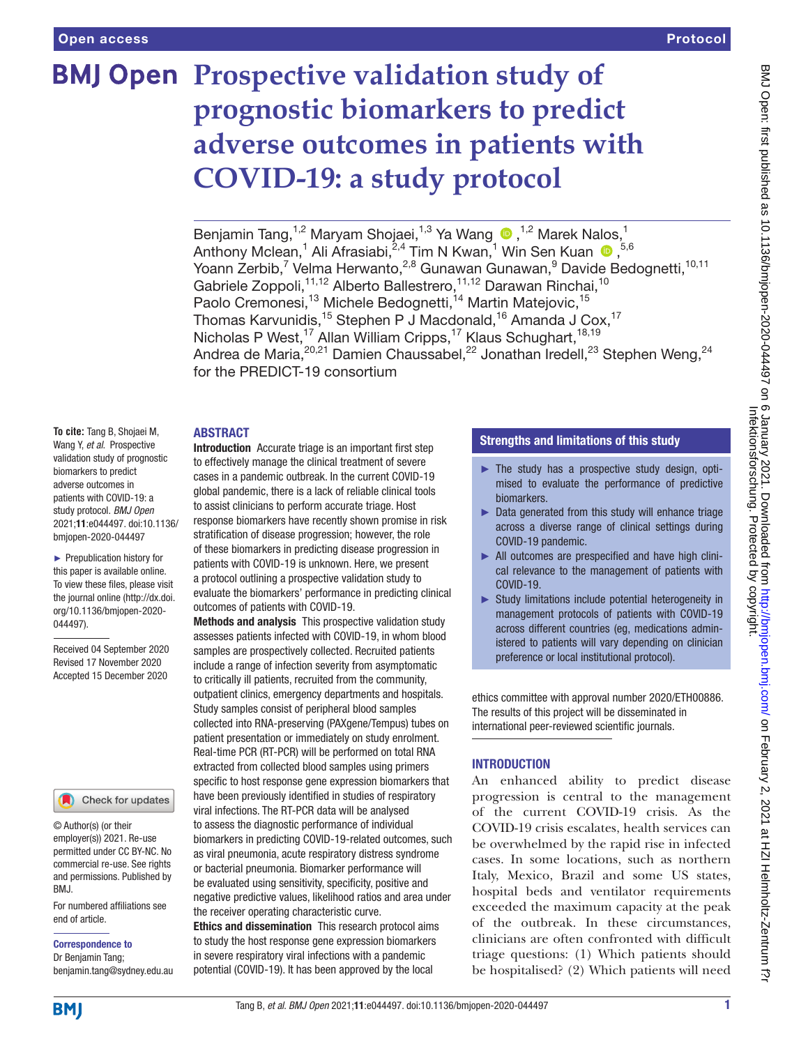Open access | Protocol

# Prospective validation study of prognostic biomarkers to predict adverse outcomes in patients with COVID-19: a study protocol

Benjamin Tang,[1,2] Maryam Shojaei,[1,3] Ya Wang,[1,2] Marek Nalos,[1] Anthony Mclean,[1] Ali Afrasiabi,[2,4] Tim N Kwan,[1] Win Sen Kuan,[5,6] Yoann Zerbib,[7] Velma Herwanto,[2,8] Gunawan Gunawan,[9] Davide Bedognetti,[10,11] Gabriele Zoppoli,[11,12] Alberto Ballestrero,[11,12] Darawan Rinchai,[10] Paolo Cremonesi,[13] Michele Bedognetti,[14] Martin Matejovic,[15] Thomas Karvunidis,[15] Stephen P J Macdonald,[16] Amanda J Cox,[17] Nicholas P West,[17] Allan William Cripps,[17] Klaus Schughart,[18,19] Andrea de Maria,[20,21] Damien Chaussabel,[22] Jonathan Iredell,[23] Stephen Weng,[24] for the PREDICT-19 consortium

**To cite:** Tang B, Shojaei M, Wang Y, *et al*. Prospective validation study of prognostic biomarkers to predict adverse outcomes in patients with COVID-19: a study protocol. *BMJ Open* 2021;**11**:e044497. doi:10.1136/bmjopen-2020-044497

► Prepublication history for this paper is available online. To view these files, please visit the journal online (http://dx.doi.org/10.1136/bmjopen-2020-044497).

Received 04 September 2020
Revised 17 November 2020
Accepted 15 December 2020

© Author(s) (or their employer(s)) 2021. Re-use permitted under CC BY-NC. No commercial re-use. See rights and permissions. Published by BMJ.

For numbered affiliations see end of article.

**Correspondence to**
Dr Benjamin Tang;
benjamin.tang@sydney.edu.au

## ABSTRACT

**Introduction** Accurate triage is an important first step to effectively manage the clinical treatment of severe cases in a pandemic outbreak. In the current COVID-19 global pandemic, there is a lack of reliable clinical tools to assist clinicians to perform accurate triage. Host response biomarkers have recently shown promise in risk stratification of disease progression; however, the role of these biomarkers in predicting disease progression in patients with COVID-19 is unknown. Here, we present a protocol outlining a prospective validation study to evaluate the biomarkers' performance in predicting clinical outcomes of patients with COVID-19.

**Methods and analysis** This prospective validation study assesses patients infected with COVID-19, in whom blood samples are prospectively collected. Recruited patients include a range of infection severity from asymptomatic to critically ill patients, recruited from the community, outpatient clinics, emergency departments and hospitals. Study samples consist of peripheral blood samples collected into RNA-preserving (PAXgene/Tempus) tubes on patient presentation or immediately on study enrolment. Real-time PCR (RT-PCR) will be performed on total RNA extracted from collected blood samples using primers specific to host response gene expression biomarkers that have been previously identified in studies of respiratory viral infections. The RT-PCR data will be analysed to assess the diagnostic performance of individual biomarkers in predicting COVID-19-related outcomes, such as viral pneumonia, acute respiratory distress syndrome or bacterial pneumonia. Biomarker performance will be evaluated using sensitivity, specificity, positive and negative predictive values, likelihood ratios and area under the receiver operating characteristic curve.

**Ethics and dissemination** This research protocol aims to study the host response gene expression biomarkers in severe respiratory viral infections with a pandemic potential (COVID-19). It has been approved by the local ethics committee with approval number 2020/ETH00886. The results of this project will be disseminated in international peer-reviewed scientific journals.

### Strengths and limitations of this study

- The study has a prospective study design, optimised to evaluate the performance of predictive biomarkers.
- Data generated from this study will enhance triage across a diverse range of clinical settings during COVID-19 pandemic.
- All outcomes are prespecified and have high clinical relevance to the management of patients with COVID-19.
- Study limitations include potential heterogeneity in management protocols of patients with COVID-19 across different countries (eg, medications administered to patients will vary depending on clinician preference or local institutional protocol).

## INTRODUCTION

An enhanced ability to predict disease progression is central to the management of the current COVID-19 crisis. As the COVID-19 crisis escalates, health services can be overwhelmed by the rapid rise in infected cases. In some locations, such as northern Italy, Mexico, Brazil and some US states, hospital beds and ventilator requirements exceeded the maximum capacity at the peak of the outbreak. In these circumstances, clinicians are often confronted with difficult triage questions: (1) Which patients should be hospitalised? (2) Which patients will need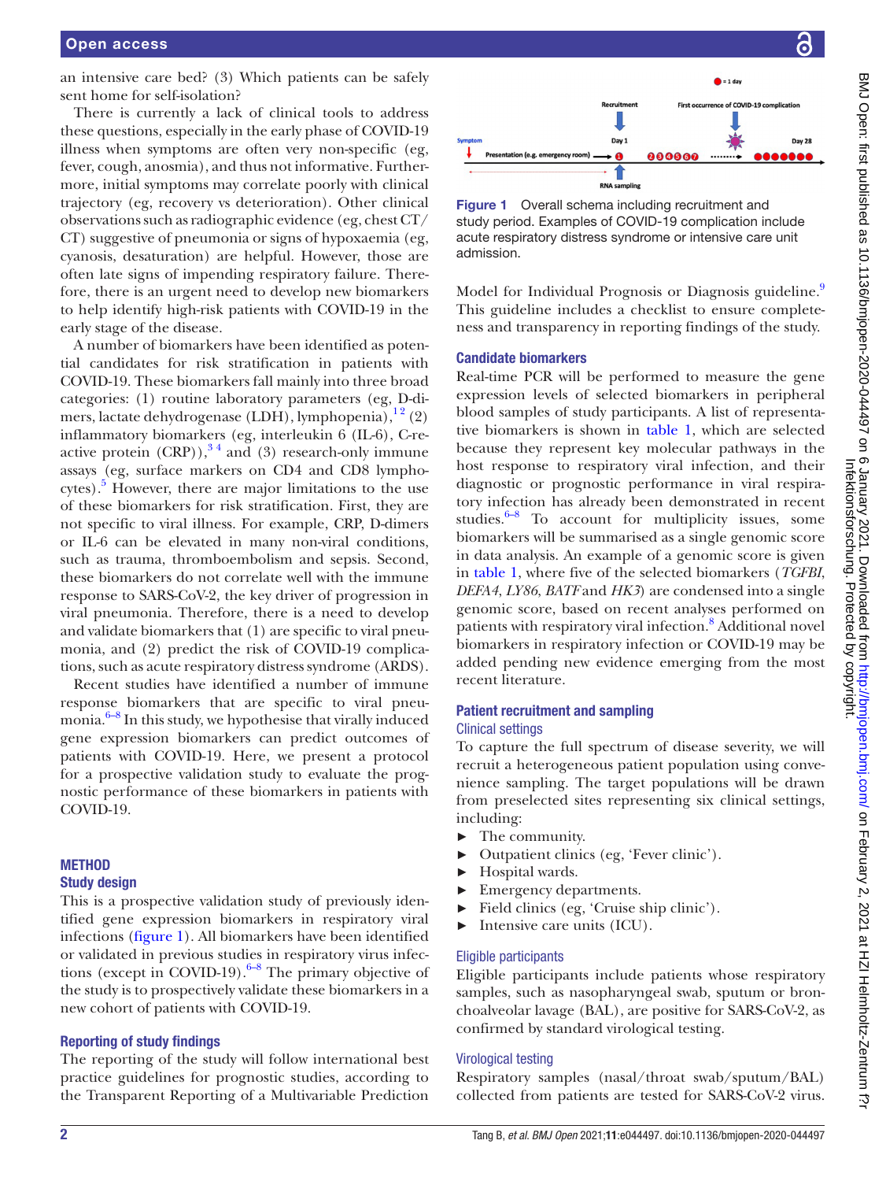an intensive care bed? (3) Which patients can be safely sent home for self-isolation?

There is currently a lack of clinical tools to address these questions, especially in the early phase of COVID-19 illness when symptoms are often very non-specific (eg, fever, cough, anosmia), and thus not informative. Furthermore, initial symptoms may correlate poorly with clinical trajectory (eg, recovery vs deterioration). Other clinical observations such as radiographic evidence (eg, chest CT/CT) suggestive of pneumonia or signs of hypoxaemia (eg, cyanosis, desaturation) are helpful. However, those are often late signs of impending respiratory failure. Therefore, there is an urgent need to develop new biomarkers to help identify high-risk patients with COVID-19 in the early stage of the disease.

A number of biomarkers have been identified as potential candidates for risk stratification in patients with COVID-19. These biomarkers fall mainly into three broad categories: (1) routine laboratory parameters (eg, D-dimers, lactate dehydrogenase (LDH), lymphopenia),[1,2] (2) inflammatory biomarkers (eg, interleukin 6 (IL-6), C-reactive protein (CRP)),[3,4] and (3) research-only immune assays (eg, surface markers on CD4 and CD8 lymphocytes).[5] However, there are major limitations to the use of these biomarkers for risk stratification. First, they are not specific to viral illness. For example, CRP, D-dimers or IL-6 can be elevated in many non-viral conditions, such as trauma, thromboembolism and sepsis. Second, these biomarkers do not correlate well with the immune response to SARS-CoV-2, the key driver of progression in viral pneumonia. Therefore, there is a need to develop and validate biomarkers that (1) are specific to viral pneumonia, and (2) predict the risk of COVID-19 complications, such as acute respiratory distress syndrome (ARDS).

Recent studies have identified a number of immune response biomarkers that are specific to viral pneumonia.[6–8] In this study, we hypothesise that virally induced gene expression biomarkers can predict outcomes of patients with COVID-19. Here, we present a protocol for a prospective validation study to evaluate the prognostic performance of these biomarkers in patients with COVID-19.

## METHOD

### Study design

This is a prospective validation study of previously identified gene expression biomarkers in respiratory viral infections (figure 1). All biomarkers have been identified or validated in previous studies in respiratory virus infections (except in COVID-19).[6–8] The primary objective of the study is to prospectively validate these biomarkers in a new cohort of patients with COVID-19.

### Reporting of study findings

The reporting of the study will follow international best practice guidelines for prognostic studies, according to the Transparent Reporting of a Multivariable Prediction Model for Individual Prognosis or Diagnosis guideline.[9] This guideline includes a checklist to ensure completeness and transparency in reporting findings of the study.

Figure 1 Overall schema including recruitment and study period. Examples of COVID-19 complication include acute respiratory distress syndrome or intensive care unit admission.

### Candidate biomarkers

Real-time PCR will be performed to measure the gene expression levels of selected biomarkers in peripheral blood samples of study participants. A list of representative biomarkers is shown in table 1, which are selected because they represent key molecular pathways in the host response to respiratory viral infection, and their diagnostic or prognostic performance in viral respiratory infection has already been demonstrated in recent studies.[6–8] To account for multiplicity issues, some biomarkers will be summarised as a single genomic score in data analysis. An example of a genomic score is given in table 1, where five of the selected biomarkers (*TGFBI*, *DEFA4*, *LY86*, *BATF* and *HK3*) are condensed into a single genomic score, based on recent analyses performed on patients with respiratory viral infection.[8] Additional novel biomarkers in respiratory infection or COVID-19 may be added pending new evidence emerging from the most recent literature.

### Patient recruitment and sampling

#### Clinical settings

To capture the full spectrum of disease severity, we will recruit a heterogeneous patient population using convenience sampling. The target populations will be drawn from preselected sites representing six clinical settings, including:

- The community.
- Outpatient clinics (eg, 'Fever clinic').
- Hospital wards.
- Emergency departments.
- Field clinics (eg, 'Cruise ship clinic').
- Intensive care units (ICU).

#### Eligible participants

Eligible participants include patients whose respiratory samples, such as nasopharyngeal swab, sputum or bronchoalveolar lavage (BAL), are positive for SARS-CoV-2, as confirmed by standard virological testing.

#### Virological testing

Respiratory samples (nasal/throat swab/sputum/BAL) collected from patients are tested for SARS-CoV-2 virus.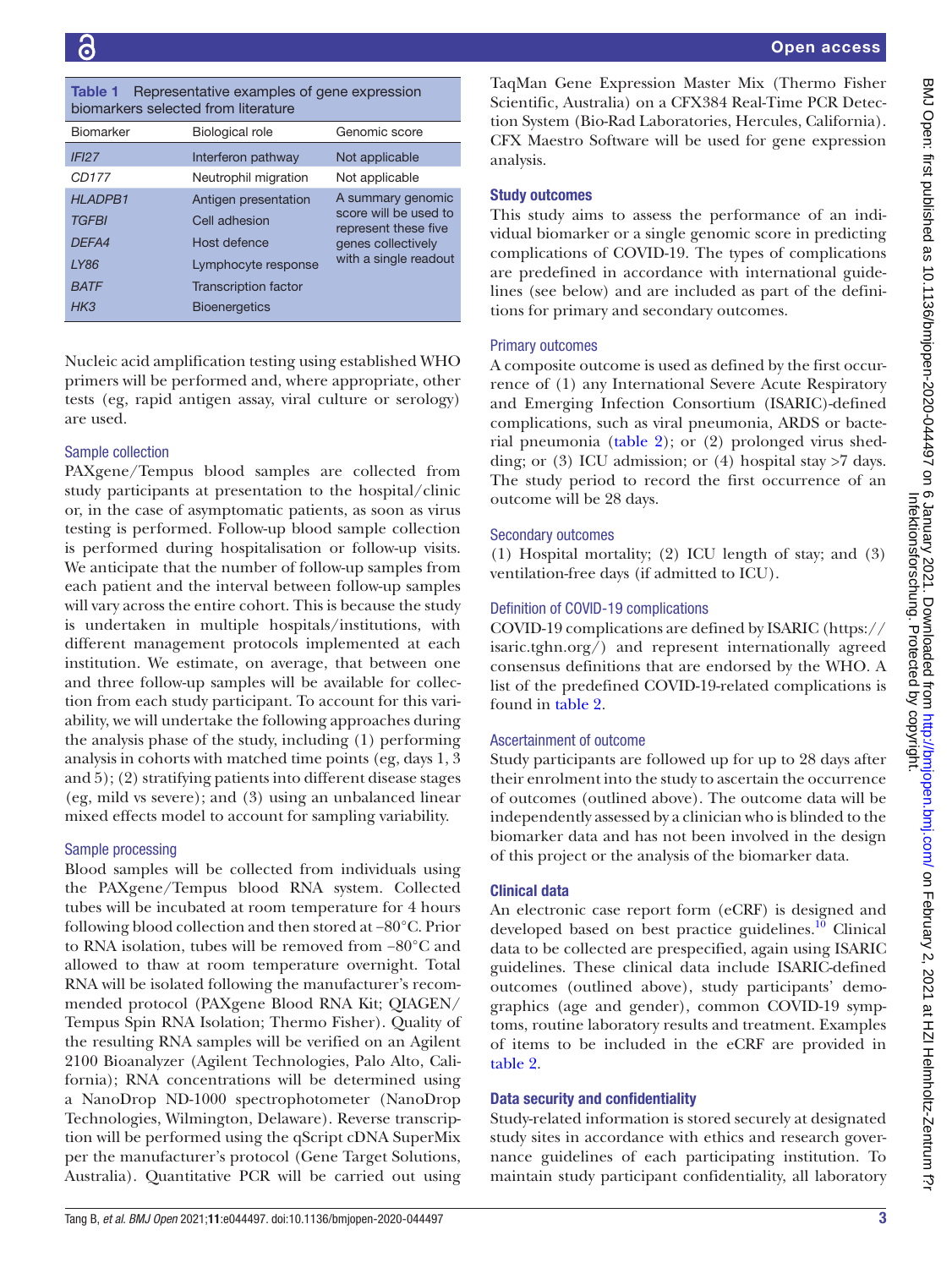**Table 1** Representative examples of gene expression biomarkers selected from literature

| Biomarker | Biological role | Genomic score |
|---|---|---|
| *IFI27* | Interferon pathway | Not applicable |
| *CD177* | Neutrophil migration | Not applicable |
| *HLADPB1* | Antigen presentation | A summary genomic score will be used to represent these five genes collectively with a single readout |
| *TGFBI* | Cell adhesion | |
| *DEFA4* | Host defence | |
| *LY86* | Lymphocyte response | |
| *BATF* | Transcription factor | |
| *HK3* | Bioenergetics | |

Nucleic acid amplification testing using established WHO primers will be performed and, where appropriate, other tests (eg, rapid antigen assay, viral culture or serology) are used.

### Sample collection

PAXgene/Tempus blood samples are collected from study participants at presentation to the hospital/clinic or, in the case of asymptomatic patients, as soon as virus testing is performed. Follow-up blood sample collection is performed during hospitalisation or follow-up visits. We anticipate that the number of follow-up samples from each patient and the interval between follow-up samples will vary across the entire cohort. This is because the study is undertaken in multiple hospitals/institutions, with different management protocols implemented at each institution. We estimate, on average, that between one and three follow-up samples will be available for collection from each study participant. To account for this variability, we will undertake the following approaches during the analysis phase of the study, including (1) performing analysis in cohorts with matched time points (eg, days 1, 3 and 5); (2) stratifying patients into different disease stages (eg, mild vs severe); and (3) using an unbalanced linear mixed effects model to account for sampling variability.

### Sample processing

Blood samples will be collected from individuals using the PAXgene/Tempus blood RNA system. Collected tubes will be incubated at room temperature for 4 hours following blood collection and then stored at −80°C. Prior to RNA isolation, tubes will be removed from −80°C and allowed to thaw at room temperature overnight. Total RNA will be isolated following the manufacturer's recommended protocol (PAXgene Blood RNA Kit; QIAGEN/Tempus Spin RNA Isolation; Thermo Fisher). Quality of the resulting RNA samples will be verified on an Agilent 2100 Bioanalyzer (Agilent Technologies, Palo Alto, California); RNA concentrations will be determined using a NanoDrop ND-1000 spectrophotometer (NanoDrop Technologies, Wilmington, Delaware). Reverse transcription will be performed using the qScript cDNA SuperMix per the manufacturer's protocol (Gene Target Solutions, Australia). Quantitative PCR will be carried out using TaqMan Gene Expression Master Mix (Thermo Fisher Scientific, Australia) on a CFX384 Real-Time PCR Detection System (Bio-Rad Laboratories, Hercules, California). CFX Maestro Software will be used for gene expression analysis.

## Study outcomes

This study aims to assess the performance of an individual biomarker or a single genomic score in predicting complications of COVID-19. The types of complications are predefined in accordance with international guidelines (see below) and are included as part of the definitions for primary and secondary outcomes.

### Primary outcomes

A composite outcome is used as defined by the first occurrence of (1) any International Severe Acute Respiratory and Emerging Infection Consortium (ISARIC)-defined complications, such as viral pneumonia, ARDS or bacterial pneumonia (table 2); or (2) prolonged virus shedding; or (3) ICU admission; or (4) hospital stay >7 days. The study period to record the first occurrence of an outcome will be 28 days.

### Secondary outcomes

(1) Hospital mortality; (2) ICU length of stay; and (3) ventilation-free days (if admitted to ICU).

### Definition of COVID-19 complications

COVID-19 complications are defined by ISARIC (https://isaric.tghn.org/) and represent internationally agreed consensus definitions that are endorsed by the WHO. A list of the predefined COVID-19-related complications is found in table 2.

### Ascertainment of outcome

Study participants are followed up for up to 28 days after their enrolment into the study to ascertain the occurrence of outcomes (outlined above). The outcome data will be independently assessed by a clinician who is blinded to the biomarker data and has not been involved in the design of this project or the analysis of the biomarker data.

## Clinical data

An electronic case report form (eCRF) is designed and developed based on best practice guidelines.[10] Clinical data to be collected are prespecified, again using ISARIC guidelines. These clinical data include ISARIC-defined outcomes (outlined above), study participants' demographics (age and gender), common COVID-19 symptoms, routine laboratory results and treatment. Examples of items to be included in the eCRF are provided in table 2.

## Data security and confidentiality

Study-related information is stored securely at designated study sites in accordance with ethics and research governance guidelines of each participating institution. To maintain study participant confidentiality, all laboratory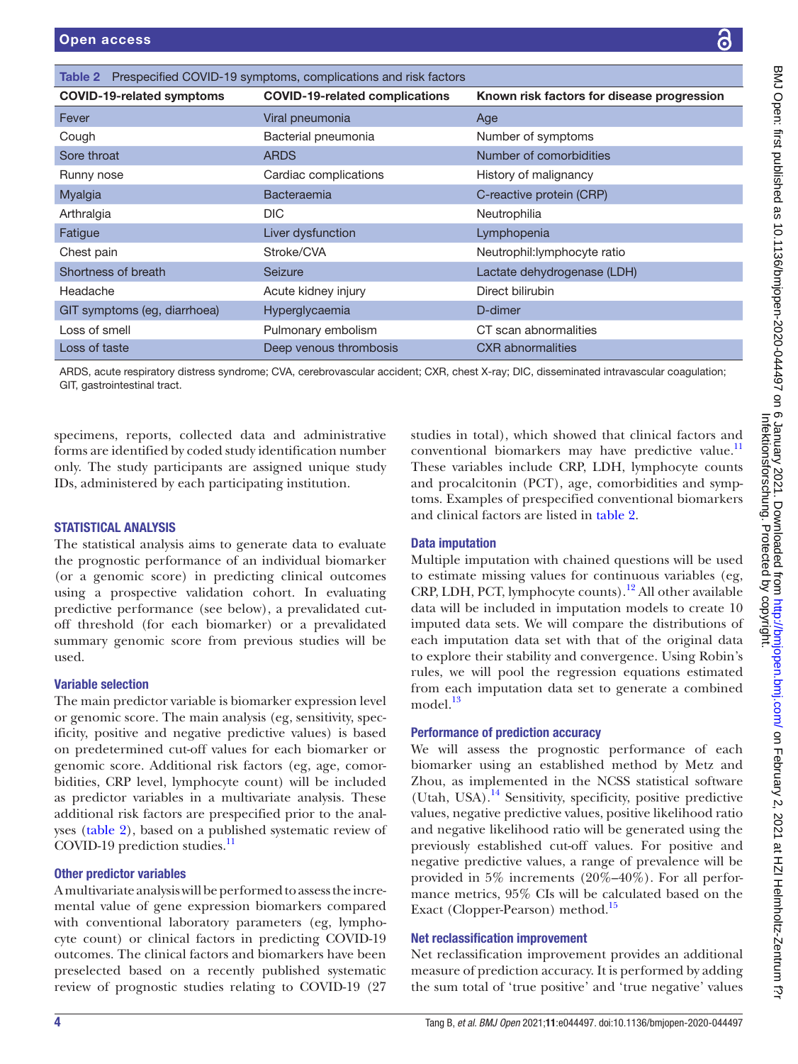**Table 2** Prespecified COVID-19 symptoms, complications and risk factors

| COVID-19-related symptoms | COVID-19-related complications | Known risk factors for disease progression |
|---|---|---|
| Fever | Viral pneumonia | Age |
| Cough | Bacterial pneumonia | Number of symptoms |
| Sore throat | ARDS | Number of comorbidities |
| Runny nose | Cardiac complications | History of malignancy |
| Myalgia | Bacteraemia | C-reactive protein (CRP) |
| Arthralgia | DIC | Neutrophilia |
| Fatigue | Liver dysfunction | Lymphopenia |
| Chest pain | Stroke/CVA | Neutrophil:lymphocyte ratio |
| Shortness of breath | Seizure | Lactate dehydrogenase (LDH) |
| Headache | Acute kidney injury | Direct bilirubin |
| GIT symptoms (eg, diarrhoea) | Hyperglycaemia | D-dimer |
| Loss of smell | Pulmonary embolism | CT scan abnormalities |
| Loss of taste | Deep venous thrombosis | CXR abnormalities |

ARDS, acute respiratory distress syndrome; CVA, cerebrovascular accident; CXR, chest X-ray; DIC, disseminated intravascular coagulation; GIT, gastrointestinal tract.

specimens, reports, collected data and administrative forms are identified by coded study identification number only. The study participants are assigned unique study IDs, administered by each participating institution.

## STATISTICAL ANALYSIS

The statistical analysis aims to generate data to evaluate the prognostic performance of an individual biomarker (or a genomic score) in predicting clinical outcomes using a prospective validation cohort. In evaluating predictive performance (see below), a prevalidated cut-off threshold (for each biomarker) or a prevalidated summary genomic score from previous studies will be used.

### Variable selection

The main predictor variable is biomarker expression level or genomic score. The main analysis (eg, sensitivity, specificity, positive and negative predictive values) is based on predetermined cut-off values for each biomarker or genomic score. Additional risk factors (eg, age, comorbidities, CRP level, lymphocyte count) will be included as predictor variables in a multivariate analysis. These additional risk factors are prespecified prior to the analyses (table 2), based on a published systematic review of COVID-19 prediction studies.[11]

### Other predictor variables

A multivariate analysis will be performed to assess the incremental value of gene expression biomarkers compared with conventional laboratory parameters (eg, lymphocyte count) or clinical factors in predicting COVID-19 outcomes. The clinical factors and biomarkers have been preselected based on a recently published systematic review of prognostic studies relating to COVID-19 (27 studies in total), which showed that clinical factors and conventional biomarkers may have predictive value.[11] These variables include CRP, LDH, lymphocyte counts and procalcitonin (PCT), age, comorbidities and symptoms. Examples of prespecified conventional biomarkers and clinical factors are listed in table 2.

### Data imputation

Multiple imputation with chained questions will be used to estimate missing values for continuous variables (eg, CRP, LDH, PCT, lymphocyte counts).[12] All other available data will be included in imputation models to create 10 imputed data sets. We will compare the distributions of each imputation data set with that of the original data to explore their stability and convergence. Using Robin's rules, we will pool the regression equations estimated from each imputation data set to generate a combined model.[13]

### Performance of prediction accuracy

We will assess the prognostic performance of each biomarker using an established method by Metz and Zhou, as implemented in the NCSS statistical software (Utah, USA).[14] Sensitivity, specificity, positive predictive values, negative predictive values, positive likelihood ratio and negative likelihood ratio will be generated using the previously established cut-off values. For positive and negative predictive values, a range of prevalence will be provided in 5% increments (20%–40%). For all performance metrics, 95% CIs will be calculated based on the Exact (Clopper-Pearson) method.[15]

### Net reclassification improvement

Net reclassification improvement provides an additional measure of prediction accuracy. It is performed by adding the sum total of 'true positive' and 'true negative' values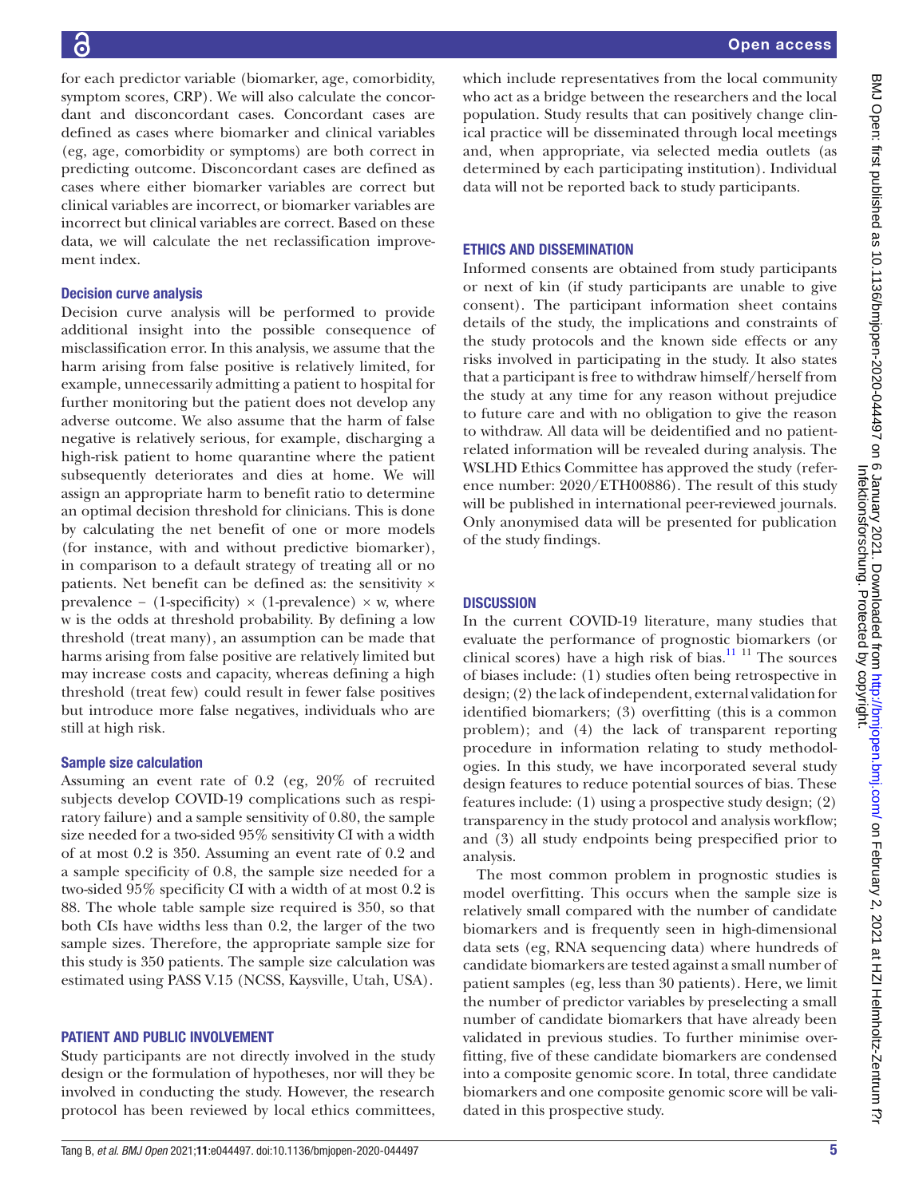for each predictor variable (biomarker, age, comorbidity, symptom scores, CRP). We will also calculate the concordant and disconcordant cases. Concordant cases are defined as cases where biomarker and clinical variables (eg, age, comorbidity or symptoms) are both correct in predicting outcome. Disconcordant cases are defined as cases where either biomarker variables are correct but clinical variables are incorrect, or biomarker variables are incorrect but clinical variables are correct. Based on these data, we will calculate the net reclassification improvement index.

### Decision curve analysis

Decision curve analysis will be performed to provide additional insight into the possible consequence of misclassification error. In this analysis, we assume that the harm arising from false positive is relatively limited, for example, unnecessarily admitting a patient to hospital for further monitoring but the patient does not develop any adverse outcome. We also assume that the harm of false negative is relatively serious, for example, discharging a high-risk patient to home quarantine where the patient subsequently deteriorates and dies at home. We will assign an appropriate harm to benefit ratio to determine an optimal decision threshold for clinicians. This is done by calculating the net benefit of one or more models (for instance, with and without predictive biomarker), in comparison to a default strategy of treating all or no patients. Net benefit can be defined as: the sensitivity × prevalence − (1-specificity) × (1-prevalence) × w, where w is the odds at threshold probability. By defining a low threshold (treat many), an assumption can be made that harms arising from false positive are relatively limited but may increase costs and capacity, whereas defining a high threshold (treat few) could result in fewer false positives but introduce more false negatives, individuals who are still at high risk.

### Sample size calculation

Assuming an event rate of 0.2 (eg, 20% of recruited subjects develop COVID-19 complications such as respiratory failure) and a sample sensitivity of 0.80, the sample size needed for a two-sided 95% sensitivity CI with a width of at most 0.2 is 350. Assuming an event rate of 0.2 and a sample specificity of 0.8, the sample size needed for a two-sided 95% specificity CI with a width of at most 0.2 is 88. The whole table sample size required is 350, so that both CIs have widths less than 0.2, the larger of the two sample sizes. Therefore, the appropriate sample size for this study is 350 patients. The sample size calculation was estimated using PASS V.15 (NCSS, Kaysville, Utah, USA).

## PATIENT AND PUBLIC INVOLVEMENT

Study participants are not directly involved in the study design or the formulation of hypotheses, nor will they be involved in conducting the study. However, the research protocol has been reviewed by local ethics committees, which include representatives from the local community who act as a bridge between the researchers and the local population. Study results that can positively change clinical practice will be disseminated through local meetings and, when appropriate, via selected media outlets (as determined by each participating institution). Individual data will not be reported back to study participants.

## ETHICS AND DISSEMINATION

Informed consents are obtained from study participants or next of kin (if study participants are unable to give consent). The participant information sheet contains details of the study, the implications and constraints of the study protocols and the known side effects or any risks involved in participating in the study. It also states that a participant is free to withdraw himself/herself from the study at any time for any reason without prejudice to future care and with no obligation to give the reason to withdraw. All data will be deidentified and no patient-related information will be revealed during analysis. The WSLHD Ethics Committee has approved the study (reference number: 2020/ETH00886). The result of this study will be published in international peer-reviewed journals. Only anonymised data will be presented for publication of the study findings.

## DISCUSSION

In the current COVID-19 literature, many studies that evaluate the performance of prognostic biomarkers (or clinical scores) have a high risk of bias.[11 11] The sources of biases include: (1) studies often being retrospective in design; (2) the lack of independent, external validation for identified biomarkers; (3) overfitting (this is a common problem); and (4) the lack of transparent reporting procedure in information relating to study methodologies. In this study, we have incorporated several study design features to reduce potential sources of bias. These features include: (1) using a prospective study design; (2) transparency in the study protocol and analysis workflow; and (3) all study endpoints being prespecified prior to analysis.

The most common problem in prognostic studies is model overfitting. This occurs when the sample size is relatively small compared with the number of candidate biomarkers and is frequently seen in high-dimensional data sets (eg, RNA sequencing data) where hundreds of candidate biomarkers are tested against a small number of patient samples (eg, less than 30 patients). Here, we limit the number of predictor variables by preselecting a small number of candidate biomarkers that have already been validated in previous studies. To further minimise overfitting, five of these candidate biomarkers are condensed into a composite genomic score. In total, three candidate biomarkers and one composite genomic score will be validated in this prospective study.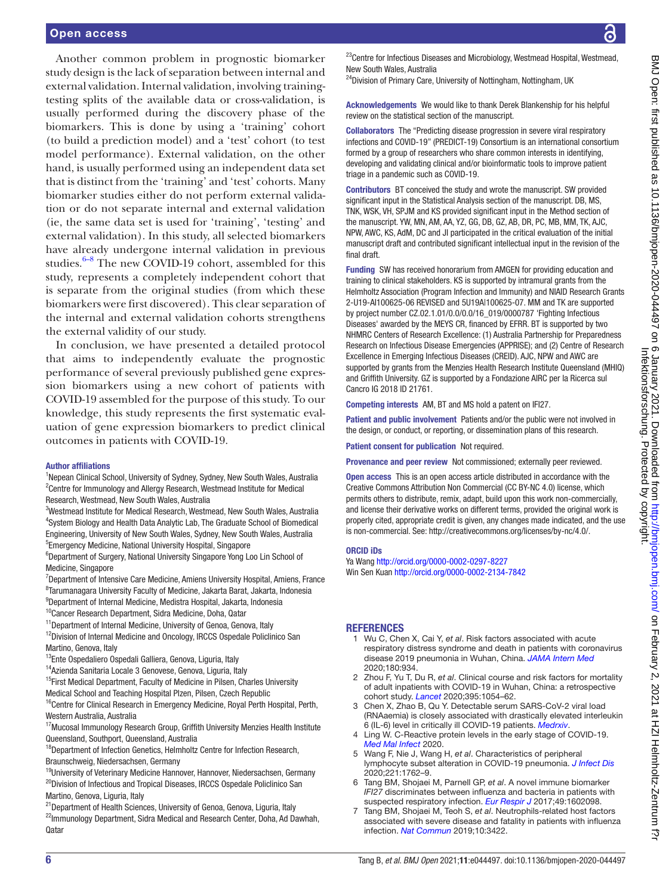Another common problem in prognostic biomarker study design is the lack of separation between internal and external validation. Internal validation, involving training-testing splits of the available data or cross-validation, is usually performed during the discovery phase of the biomarkers. This is done by using a 'training' cohort (to build a prediction model) and a 'test' cohort (to test model performance). External validation, on the other hand, is usually performed using an independent data set that is distinct from the 'training' and 'test' cohorts. Many biomarker studies either do not perform external validation or do not separate internal and external validation (ie, the same data set is used for 'training', 'testing' and external validation). In this study, all selected biomarkers have already undergone internal validation in previous studies.[6–8] The new COVID-19 cohort, assembled for this study, represents a completely independent cohort that is separate from the original studies (from which these biomarkers were first discovered). This clear separation of the internal and external validation cohorts strengthens the external validity of our study.

In conclusion, we have presented a detailed protocol that aims to independently evaluate the prognostic performance of several previously published gene expression biomarkers using a new cohort of patients with COVID-19 assembled for the purpose of this study. To our knowledge, this study represents the first systematic evaluation of gene expression biomarkers to predict clinical outcomes in patients with COVID-19.

**Author affiliations**

[1]Nepean Clinical School, University of Sydney, Sydney, New South Wales, Australia
[2]Centre for Immunology and Allergy Research, Westmead Institute for Medical Research, Westmead, New South Wales, Australia
[3]Westmead Institute for Medical Research, Westmead, New South Wales, Australia
[4]System Biology and Health Data Analytic Lab, The Graduate School of Biomedical Engineering, University of New South Wales, Sydney, New South Wales, Australia
[5]Emergency Medicine, National University Hospital, Singapore
[6]Department of Surgery, National University Singapore Yong Loo Lin School of Medicine, Singapore
[7]Department of Intensive Care Medicine, Amiens University Hospital, Amiens, France
[8]Tarumanagara University Faculty of Medicine, Jakarta Barat, Jakarta, Indonesia
[9]Department of Internal Medicine, Medistra Hospital, Jakarta, Indonesia
[10]Cancer Research Department, Sidra Medicine, Doha, Qatar
[11]Department of Internal Medicine, University of Genoa, Genova, Italy
[12]Division of Internal Medicine and Oncology, IRCCS Ospedale Policlinico San Martino, Genova, Italy
[13]Ente Ospedaliero Ospedali Galliera, Genova, Liguria, Italy
[14]Azienda Sanitaria Locale 3 Genovese, Genova, Liguria, Italy
[15]First Medical Department, Faculty of Medicine in Pilsen, Charles University Medical School and Teaching Hospital Plzen, Pilsen, Czech Republic
[16]Centre for Clinical Research in Emergency Medicine, Royal Perth Hospital, Perth, Western Australia, Australia
[17]Mucosal Immunology Research Group, Griffith University Menzies Health Institute Queensland, Southport, Queensland, Australia
[18]Department of Infection Genetics, Helmholtz Centre for Infection Research, Braunschweig, Niedersachsen, Germany
[19]University of Veterinary Medicine Hannover, Hannover, Niedersachsen, Germany
[20]Division of Infectious and Tropical Diseases, IRCCS Ospedale Policlinico San Martino, Genova, Liguria, Italy
[21]Department of Health Sciences, University of Genoa, Genova, Liguria, Italy
[22]Immunology Department, Sidra Medical and Research Center, Doha, Ad Dawhah, Qatar
[23]Centre for Infectious Diseases and Microbiology, Westmead Hospital, Westmead, New South Wales, Australia
[24]Division of Primary Care, University of Nottingham, Nottingham, UK

**Acknowledgements** We would like to thank Derek Blankenship for his helpful review on the statistical section of the manuscript.

**Collaborators** The "Predicting disease progression in severe viral respiratory infections and COVID-19" (PREDICT-19) Consortium is an international consortium formed by a group of researchers who share common interests in identifying, developing and validating clinical and/or bioinformatic tools to improve patient triage in a pandemic such as COVID-19.

**Contributors** BT conceived the study and wrote the manuscript. SW provided significant input in the Statistical Analysis section of the manuscript. DB, MS, TNK, WSK, VH, SPJM and KS provided significant input in the Method section of the manuscript. YW, MN, AM, AA, YZ, GG, DB, GZ, AB, DR, PC, MB, MM, TK, AJC, NPW, AWC, KS, AdM, DC and JI participated in the critical evaluation of the initial manuscript draft and contributed significant intellectual input in the revision of the final draft.

**Funding** SW has received honorarium from AMGEN for providing education and training to clinical stakeholders. KS is supported by intramural grants from the Helmholtz Association (Program Infection and Immunity) and NIAID Research Grants 2-U19-AI100625-06 REVISED and 5U19AI100625-07. MM and TK are supported by project number CZ.02.1.01/0.0/0.0/16_019/0000787 'Fighting Infectious Diseases' awarded by the MEYS CR, financed by EFRR. BT is supported by two NHMRC Centers of Research Excellence: (1) Australia Partnership for Preparedness Research on Infectious Disease Emergencies (APPRISE); and (2) Centre of Research Excellence in Emerging Infectious Diseases (CREID). AJC, NPW and AWC are supported by grants from the Menzies Health Research Institute Queensland (MHIQ) and Griffith University. GZ is supported by a Fondazione AIRC per la Ricerca sul Cancro IG 2018 ID 21761.

**Competing interests** AM, BT and MS hold a patent on IFI27.

**Patient and public involvement** Patients and/or the public were not involved in the design, or conduct, or reporting, or dissemination plans of this research.

**Patient consent for publication** Not required.

**Provenance and peer review** Not commissioned; externally peer reviewed.

**Open access** This is an open access article distributed in accordance with the Creative Commons Attribution Non Commercial (CC BY-NC 4.0) license, which permits others to distribute, remix, adapt, build upon this work non-commercially, and license their derivative works on different terms, provided the original work is properly cited, appropriate credit is given, any changes made indicated, and the use is non-commercial. See: http://creativecommons.org/licenses/by-nc/4.0/.

**ORCID iDs**

Ya Wang http://orcid.org/0000-0002-0297-8227
Win Sen Kuan http://orcid.org/0000-0002-2134-7842

## REFERENCES

1. Wu C, Chen X, Cai Y, *et al*. Risk factors associated with acute respiratory distress syndrome and death in patients with coronavirus disease 2019 pneumonia in Wuhan, China. *JAMA Intern Med* 2020;180:934.
2. Zhou F, Yu T, Du R, *et al*. Clinical course and risk factors for mortality of adult inpatients with COVID-19 in Wuhan, China: a retrospective cohort study. *Lancet* 2020;395:1054–62.
3. Chen X, Zhao B, Qu Y. Detectable serum SARS-CoV-2 viral load (RNAaemia) is closely associated with drastically elevated interleukin 6 (IL-6) level in critically ill COVID-19 patients. *Medrxiv*.
4. Ling W. C-Reactive protein levels in the early stage of COVID-19. *Med Mal Infect* 2020.
5. Wang F, Nie J, Wang H, *et al*. Characteristics of peripheral lymphocyte subset alteration in COVID-19 pneumonia. *J Infect Dis* 2020;221:1762–9.
6. Tang BM, Shojaei M, Parnell GP, *et al*. A novel immune biomarker *IFI27* discriminates between influenza and bacteria in patients with suspected respiratory infection. *Eur Respir J* 2017;49:1602098.
7. Tang BM, Shojaei M, Teoh S, *et al*. Neutrophils-related host factors associated with severe disease and fatality in patients with influenza infection. *Nat Commun* 2019;10:3422.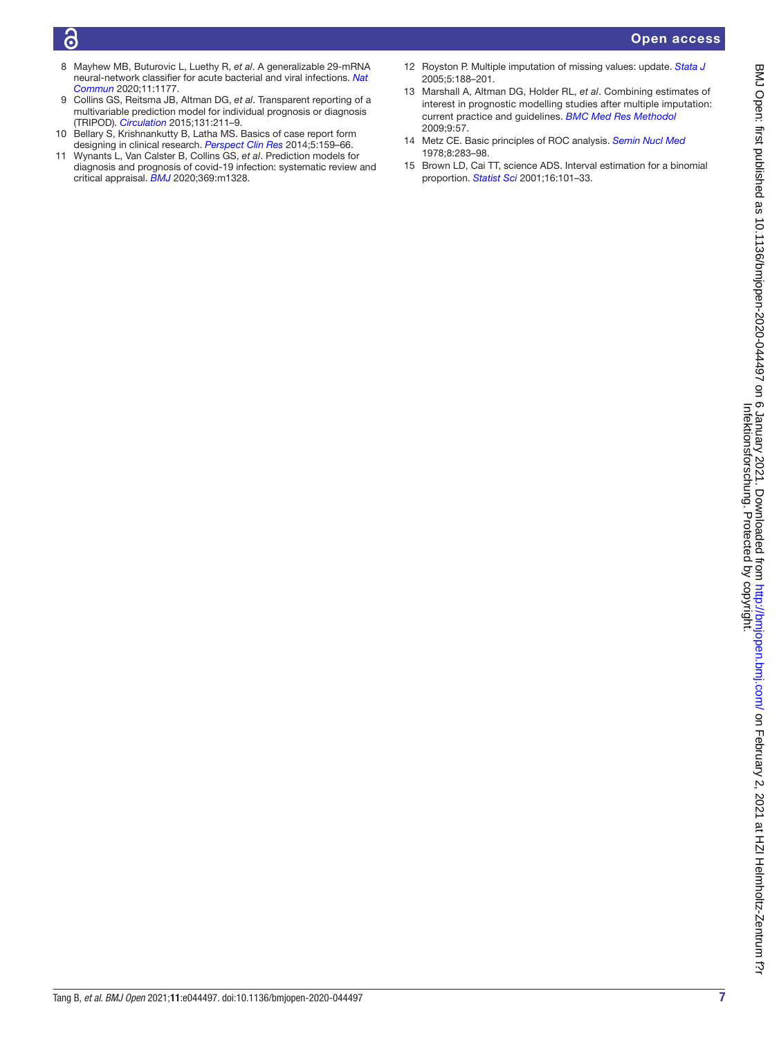8 Mayhew MB, Buturovic L, Luethy R, *et al*. A generalizable 29-mRNA neural-network classifier for acute bacterial and viral infections. *Nat Commun* 2020;11:1177.

9 Collins GS, Reitsma JB, Altman DG, *et al*. Transparent reporting of a multivariable prediction model for individual prognosis or diagnosis (TRIPOD). *Circulation* 2015;131:211–9.

10 Bellary S, Krishnankutty B, Latha MS. Basics of case report form designing in clinical research. *Perspect Clin Res* 2014;5:159–66.

11 Wynants L, Van Calster B, Collins GS, *et al*. Prediction models for diagnosis and prognosis of covid-19 infection: systematic review and critical appraisal. *BMJ* 2020;369:m1328.

12 Royston P. Multiple imputation of missing values: update. *Stata J* 2005;5:188–201.

13 Marshall A, Altman DG, Holder RL, *et al*. Combining estimates of interest in prognostic modelling studies after multiple imputation: current practice and guidelines. *BMC Med Res Methodol* 2009;9:57.

14 Metz CE. Basic principles of ROC analysis. *Semin Nucl Med* 1978;8:283–98.

15 Brown LD, Cai TT, science ADS. Interval estimation for a binomial proportion. *Statist Sci* 2001;16:101–33.